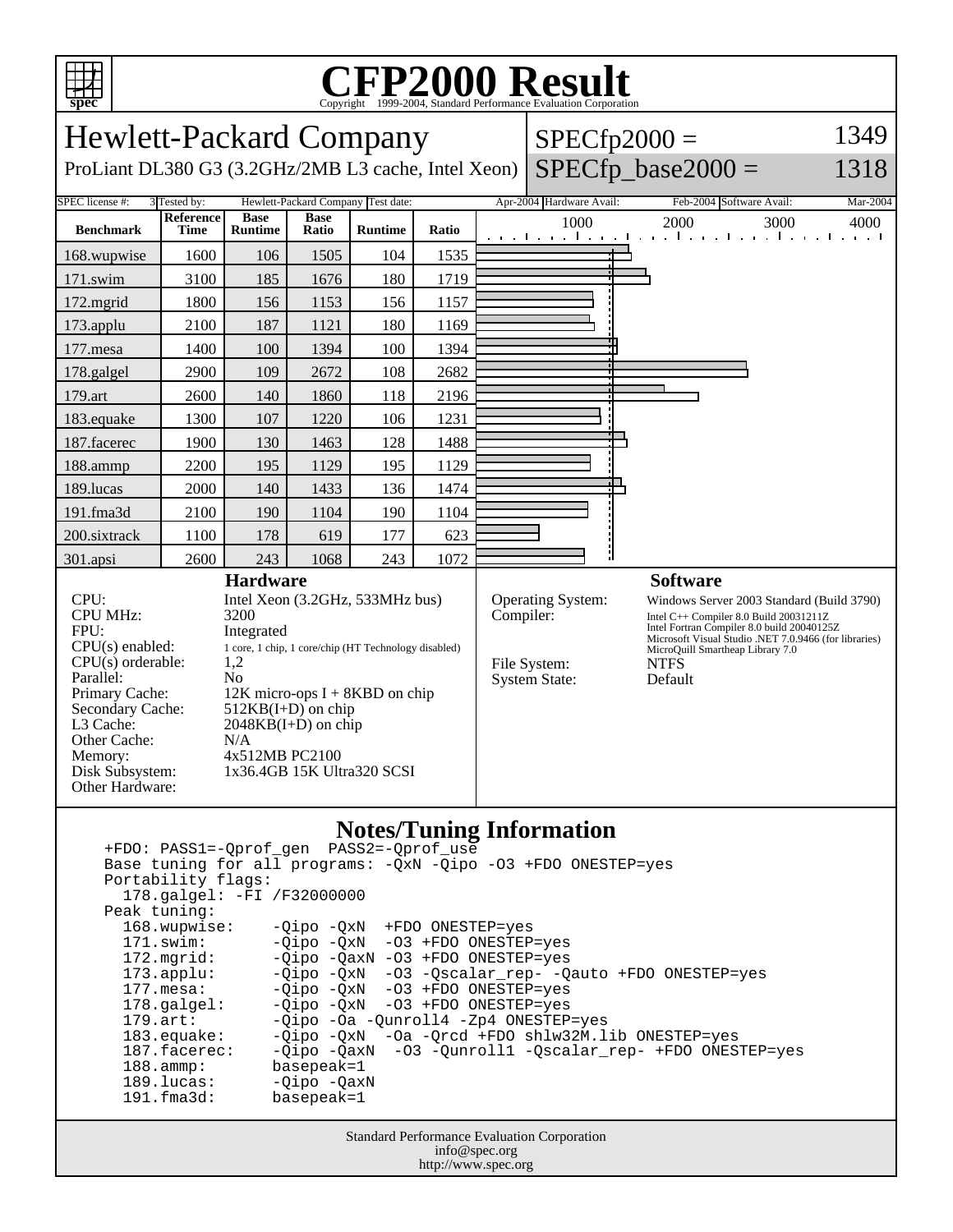# CFP2000 Result

Copyright 1999-2004, Standard Performance Evaluation Corporation

## Hewlett-Packard Company

ProLiant DL380 G3 (3.2GHz/2MB L3 cache, Intel Xeon)

SPECfp2000 = 1349

SPECfp_base2000 = 1318

| SPEC license #: | 3 | Tested by: | Hewlett-Packard Company | Test date: | Apr-2004 | Hardware Avail: | Feb-2004 | Software Avail: | Mar-2004 |
|---|---|---|---|---|---|---|---|---|---|

| Benchmark | Reference Time | Base Runtime | Base Ratio | Runtime | Ratio |
|---|---|---|---|---|---|
| 168.wupwise | 1600 | 106 | 1505 | 104 | 1535 |
| 171.swim | 3100 | 185 | 1676 | 180 | 1719 |
| 172.mgrid | 1800 | 156 | 1153 | 156 | 1157 |
| 173.applu | 2100 | 187 | 1121 | 180 | 1169 |
| 177.mesa | 1400 | 100 | 1394 | 100 | 1394 |
| 178.galgel | 2900 | 109 | 2672 | 108 | 2682 |
| 179.art | 2600 | 140 | 1860 | 118 | 2196 |
| 183.equake | 1300 | 107 | 1220 | 106 | 1231 |
| 187.facerec | 1900 | 130 | 1463 | 128 | 1488 |
| 188.ammp | 2200 | 195 | 1129 | 195 | 1129 |
| 189.lucas | 2000 | 140 | 1433 | 136 | 1474 |
| 191.fma3d | 2100 | 190 | 1104 | 190 | 1104 |
| 200.sixtrack | 1100 | 178 | 619 | 177 | 623 |
| 301.apsi | 2600 | 243 | 1068 | 243 | 1072 |

### Hardware

| | |
|---|---|
| CPU: | Intel Xeon (3.2GHz, 533MHz bus) |
| CPU MHz: | 3200 |
| FPU: | Integrated |
| CPU(s) enabled: | 1 core, 1 chip, 1 core/chip (HT Technology disabled) |
| CPU(s) orderable: | 1,2 |
| Parallel: | No |
| Primary Cache: | 12K micro-ops I + 8KBD on chip |
| Secondary Cache: | 512KB(I+D) on chip |
| L3 Cache: | 2048KB(I+D) on chip |
| Other Cache: | N/A |
| Memory: | 4x512MB PC2100 |
| Disk Subsystem: | 1x36.4GB 15K Ultra320 SCSI |
| Other Hardware: | |

### Software

| | |
|---|---|
| Operating System: | Windows Server 2003 Standard (Build 3790) |
| Compiler: | Intel C++ Compiler 8.0 Build 20031211Z<br>Intel Fortran Compiler 8.0 build 20040125Z<br>Microsoft Visual Studio .NET 7.0.9466 (for libraries)<br>MicroQuill Smartheap Library 7.0 |
| File System: | NTFS |
| System State: | Default |

### Notes/Tuning Information

```
+FDO: PASS1=-Qprof_gen  PASS2=-Qprof_use
Base tuning for all programs: -QxN -Qipo -O3 +FDO ONESTEP=yes
Portability flags:
  178.galgel: -FI /F32000000
Peak tuning:
  168.wupwise:    -Qipo -QxN  +FDO ONESTEP=yes
  171.swim:       -Qipo -QxN  -O3 +FDO ONESTEP=yes
  172.mgrid:      -Qipo -QaxN -O3 +FDO ONESTEP=yes
  173.applu:      -Qipo -QxN  -O3 -Qscalar_rep- -Qauto +FDO ONESTEP=yes
  177.mesa:       -Qipo -QxN  -O3 +FDO ONESTEP=yes
  178.galgel:     -Qipo -QxN  -O3 +FDO ONESTEP=yes
  179.art:        -Qipo -Oa -Qunroll4 -Zp4 ONESTEP=yes
  183.equake:     -Qipo -QxN  -Oa -Qrcd +FDO shlw32M.lib ONESTEP=yes
  187.facerec:    -Qipo -QaxN  -O3 -Qunroll1 -Qscalar_rep- +FDO ONESTEP=yes
  188.ammp:       basepeak=1
  189.lucas:      -Qipo -QaxN
  191.fma3d:      basepeak=1
```

Standard Performance Evaluation Corporation
info@spec.org
http://www.spec.org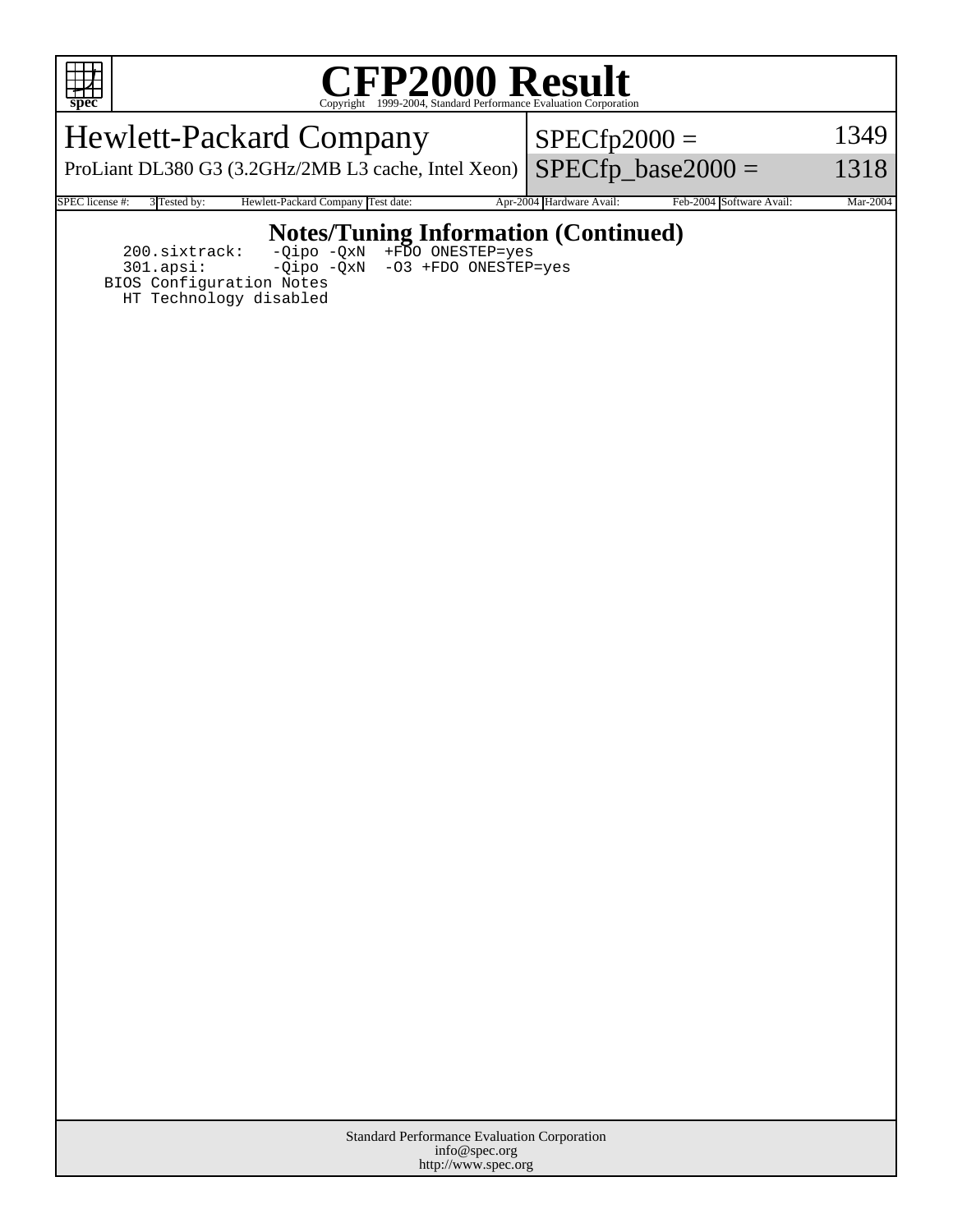# CFP2000 Result

Copyright 1999-2004, Standard Performance Evaluation Corporation

## Hewlett-Packard Company

ProLiant DL380 G3 (3.2GHz/2MB L3 cache, Intel Xeon)

SPECfp2000 = 1349

SPECfp_base2000 = 1318

| SPEC license #: | 3 | Tested by: | Hewlett-Packard Company | Test date: | Apr-2004 | Hardware Avail: | Feb-2004 | Software Avail: | Mar-2004 |
|---|---|---|---|---|---|---|---|---|---|

### Notes/Tuning Information (Continued)

```
    200.sixtrack:   -Qipo -QxN  +FDO ONESTEP=yes
    301.apsi:       -Qipo -QxN  -O3 +FDO ONESTEP=yes
   BIOS Configuration Notes
    HT Technology disabled
```

Standard Performance Evaluation Corporation
info@spec.org
http://www.spec.org